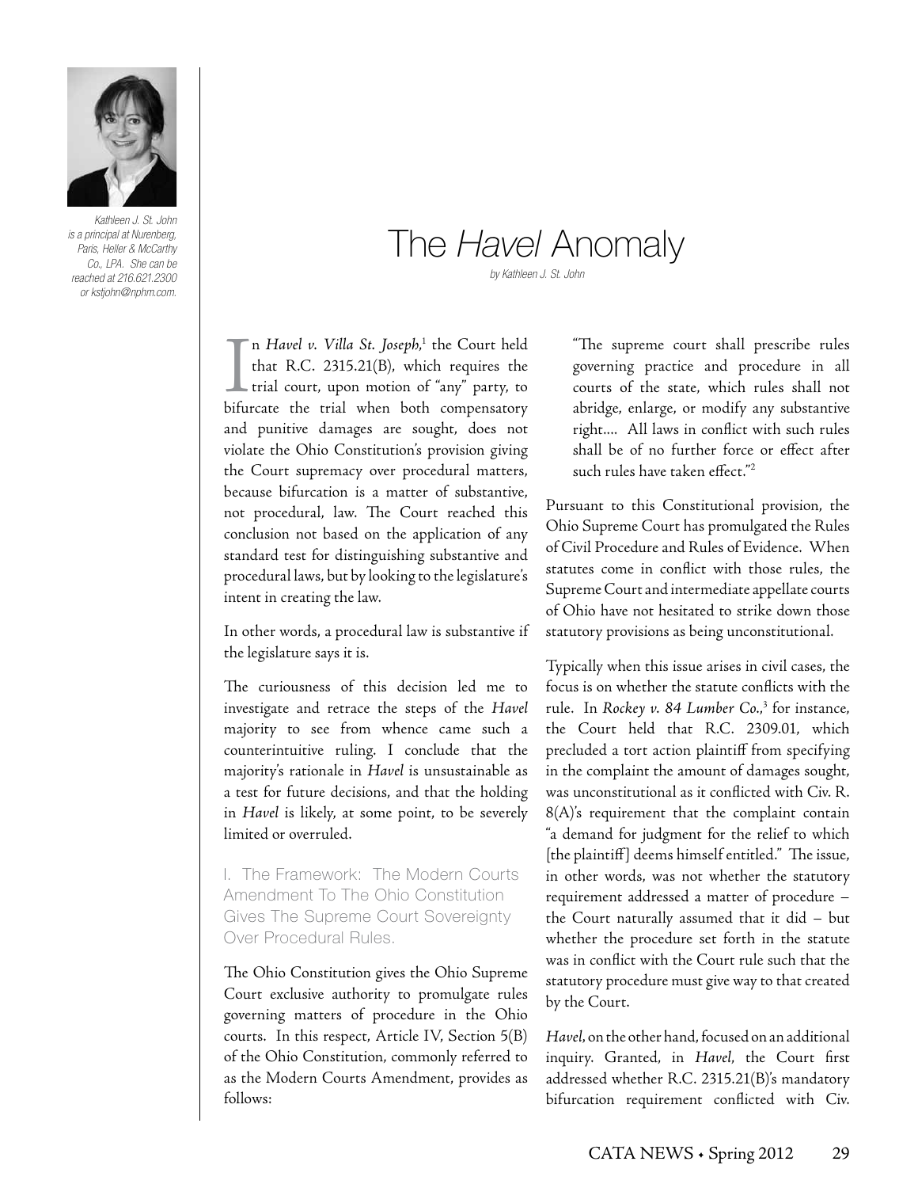Kathleen J. St. John is a principal at Nurenberg, Paris, Heller & McCarthy Co., LPA. She can be reached at 216.621.2300 or kstjohn@nphm.com.

# The *Havel* Anomaly

*by Kathleen J. St. John*

In *Havel v. Villa St. Joseph*,[1] the Court held that R.C. 2315.21(B), which requires the trial court, upon motion of "any" party, to bifurcate the trial when both compensatory and punitive damages are sought, does not violate the Ohio Constitution's provision giving the Court supremacy over procedural matters, because bifurcation is a matter of substantive, not procedural, law. The Court reached this conclusion not based on the application of any standard test for distinguishing substantive and procedural laws, but by looking to the legislature's intent in creating the law.

In other words, a procedural law is substantive if the legislature says it is.

The curiousness of this decision led me to investigate and retrace the steps of the *Havel* majority to see from whence came such a counterintuitive ruling. I conclude that the majority's rationale in *Havel* is unsustainable as a test for future decisions, and that the holding in *Havel* is likely, at some point, to be severely limited or overruled.

## I. The Framework: The Modern Courts Amendment To The Ohio Constitution Gives The Supreme Court Sovereignty Over Procedural Rules.

The Ohio Constitution gives the Ohio Supreme Court exclusive authority to promulgate rules governing matters of procedure in the Ohio courts. In this respect, Article IV, Section 5(B) of the Ohio Constitution, commonly referred to as the Modern Courts Amendment, provides as follows:

> "The supreme court shall prescribe rules governing practice and procedure in all courts of the state, which rules shall not abridge, enlarge, or modify any substantive right.... All laws in conflict with such rules shall be of no further force or effect after such rules have taken effect."[2]

Pursuant to this Constitutional provision, the Ohio Supreme Court has promulgated the Rules of Civil Procedure and Rules of Evidence. When statutes come in conflict with those rules, the Supreme Court and intermediate appellate courts of Ohio have not hesitated to strike down those statutory provisions as being unconstitutional.

Typically when this issue arises in civil cases, the focus is on whether the statute conflicts with the rule. In *Rockey v. 84 Lumber Co.*,[3] for instance, the Court held that R.C. 2309.01, which precluded a tort action plaintiff from specifying in the complaint the amount of damages sought, was unconstitutional as it conflicted with Civ. R. 8(A)'s requirement that the complaint contain "a demand for judgment for the relief to which [the plaintiff] deems himself entitled." The issue, in other words, was not whether the statutory requirement addressed a matter of procedure – the Court naturally assumed that it did – but whether the procedure set forth in the statute was in conflict with the Court rule such that the statutory procedure must give way to that created by the Court.

*Havel*, on the other hand, focused on an additional inquiry. Granted, in *Havel*, the Court first addressed whether R.C. 2315.21(B)'s mandatory bifurcation requirement conflicted with Civ.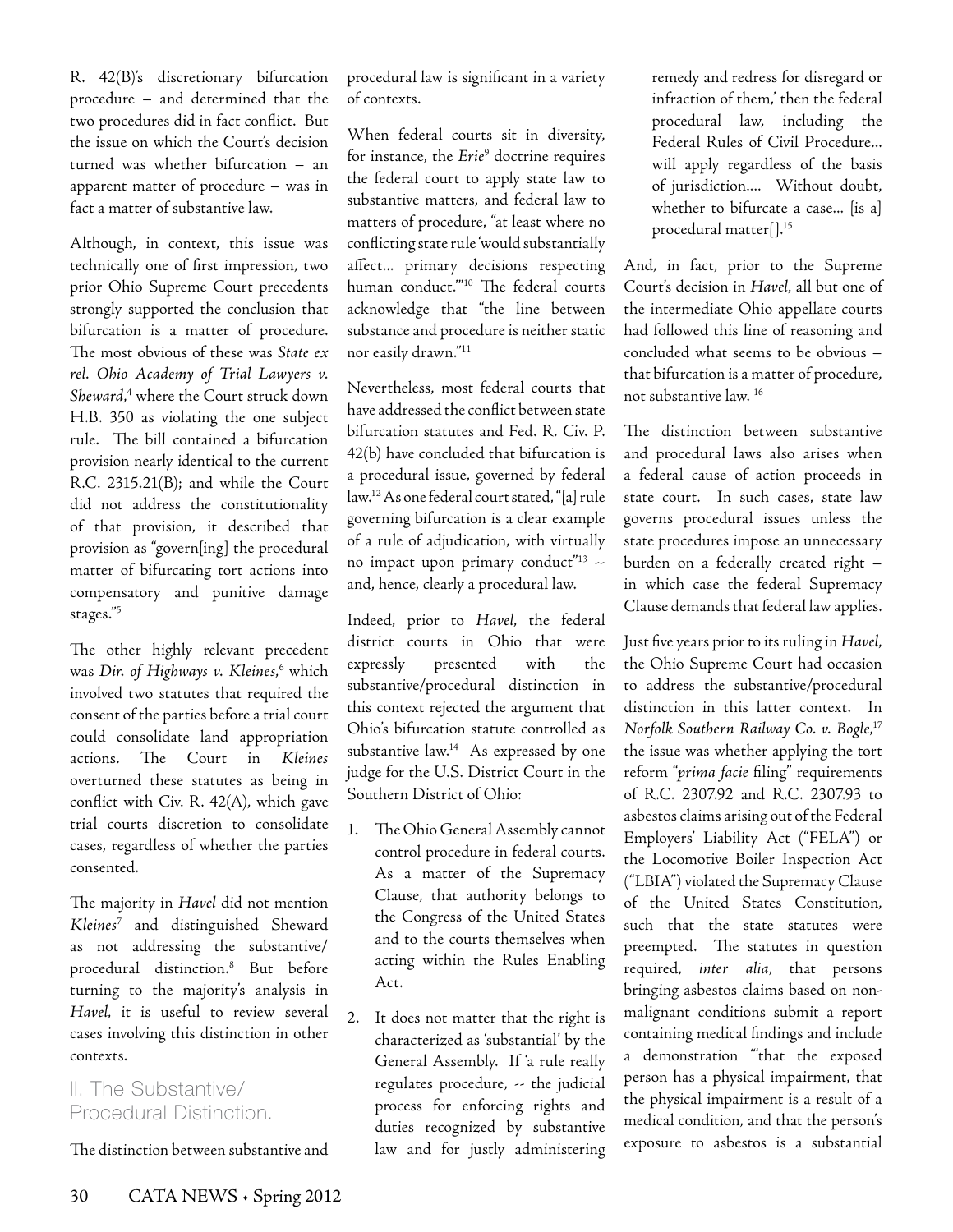R. 42(B)'s discretionary bifurcation procedure – and determined that the two procedures did in fact conflict. But the issue on which the Court's decision turned was whether bifurcation – an apparent matter of procedure – was in fact a matter of substantive law.

Although, in context, this issue was technically one of first impression, two prior Ohio Supreme Court precedents strongly supported the conclusion that bifurcation is a matter of procedure. The most obvious of these was *State ex rel. Ohio Academy of Trial Lawyers v. Sheward*,[4] where the Court struck down H.B. 350 as violating the one subject rule. The bill contained a bifurcation provision nearly identical to the current R.C. 2315.21(B); and while the Court did not address the constitutionality of that provision, it described that provision as "govern[ing] the procedural matter of bifurcating tort actions into compensatory and punitive damage stages."[5]

The other highly relevant precedent was *Dir. of Highways v. Kleines*,[6] which involved two statutes that required the consent of the parties before a trial court could consolidate land appropriation actions. The Court in *Kleines* overturned these statutes as being in conflict with Civ. R. 42(A), which gave trial courts discretion to consolidate cases, regardless of whether the parties consented.

The majority in *Havel* did not mention *Kleines*[7] and distinguished Sheward as not addressing the substantive/procedural distinction.[8] But before turning to the majority's analysis in *Havel*, it is useful to review several cases involving this distinction in other contexts.

## II. The Substantive/ Procedural Distinction.

The distinction between substantive and procedural law is significant in a variety of contexts.

When federal courts sit in diversity, for instance, the *Erie*[9] doctrine requires the federal court to apply state law to substantive matters, and federal law to matters of procedure, "at least where no conflicting state rule 'would substantially affect... primary decisions respecting human conduct.'"[10] The federal courts acknowledge that "the line between substance and procedure is neither static nor easily drawn."[11]

Nevertheless, most federal courts that have addressed the conflict between state bifurcation statutes and Fed. R. Civ. P. 42(b) have concluded that bifurcation is a procedural issue, governed by federal law.[12] As one federal court stated, "[a] rule governing bifurcation is a clear example of a rule of adjudication, with virtually no impact upon primary conduct"[13] -- and, hence, clearly a procedural law.

Indeed, prior to *Havel*, the federal district courts in Ohio that were expressly presented with the substantive/procedural distinction in this context rejected the argument that Ohio's bifurcation statute controlled as substantive law.[14] As expressed by one judge for the U.S. District Court in the Southern District of Ohio:

1. The Ohio General Assembly cannot control procedure in federal courts. As a matter of the Supremacy Clause, that authority belongs to the Congress of the United States and to the courts themselves when acting within the Rules Enabling Act.

2. It does not matter that the right is characterized as 'substantial' by the General Assembly. If 'a rule really regulates procedure, -- the judicial process for enforcing rights and duties recognized by substantive law and for justly administering remedy and redress for disregard or infraction of them,' then the federal procedural law, including the Federal Rules of Civil Procedure... will apply regardless of the basis of jurisdiction.... Without doubt, whether to bifurcate a case... [is a] procedural matter[].[15]

And, in fact, prior to the Supreme Court's decision in *Havel*, all but one of the intermediate Ohio appellate courts had followed this line of reasoning and concluded what seems to be obvious – that bifurcation is a matter of procedure, not substantive law. [16]

The distinction between substantive and procedural laws also arises when a federal cause of action proceeds in state court. In such cases, state law governs procedural issues unless the state procedures impose an unnecessary burden on a federally created right – in which case the federal Supremacy Clause demands that federal law applies.

Just five years prior to its ruling in *Havel*, the Ohio Supreme Court had occasion to address the substantive/procedural distinction in this latter context. In *Norfolk Southern Railway Co. v. Bogle*,[17] the issue was whether applying the tort reform "*prima facie* filing" requirements of R.C. 2307.92 and R.C. 2307.93 to asbestos claims arising out of the Federal Employers' Liability Act ("FELA") or the Locomotive Boiler Inspection Act ("LBIA") violated the Supremacy Clause of the United States Constitution, such that the state statutes were preempted. The statutes in question required, *inter alia*, that persons bringing asbestos claims based on non-malignant conditions submit a report containing medical findings and include a demonstration "'that the exposed person has a physical impairment, that the physical impairment is a result of a medical condition, and that the person's exposure to asbestos is a substantial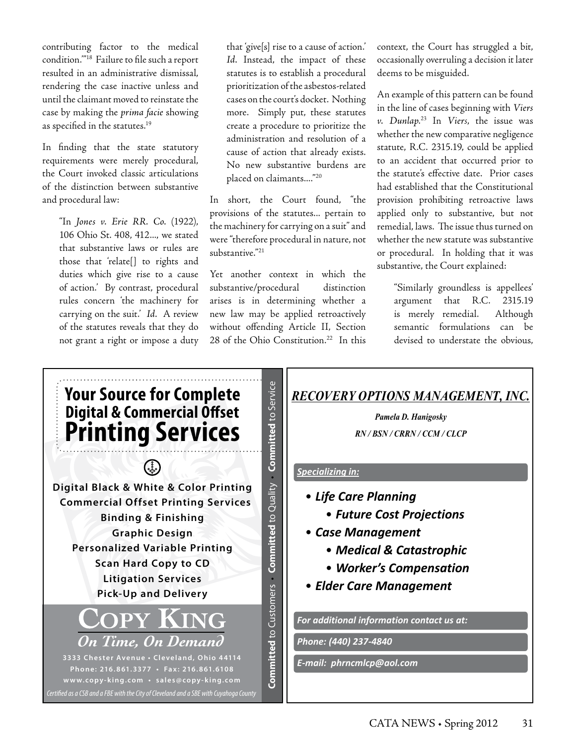contributing factor to the medical condition.'"[18] Failure to file such a report resulted in an administrative dismissal, rendering the case inactive unless and until the claimant moved to reinstate the case by making the *prima facie* showing as specified in the statutes.[19]

In finding that the state statutory requirements were merely procedural, the Court invoked classic articulations of the distinction between substantive and procedural law:

> "In *Jones v. Erie RR. Co.* (1922), 106 Ohio St. 408, 412..., we stated that substantive laws or rules are those that 'relate[] to rights and duties which give rise to a cause of action.' By contrast, procedural rules concern 'the machinery for carrying on the suit.' *Id*. A review of the statutes reveals that they do not grant a right or impose a duty that 'give[s] rise to a cause of action.' *Id*. Instead, the impact of these statutes is to establish a procedural prioritization of the asbestos-related cases on the court's docket. Nothing more. Simply put, these statutes create a procedure to prioritize the administration and resolution of a cause of action that already exists. No new substantive burdens are placed on claimants...."[20]

In short, the Court found, "the provisions of the statutes... pertain to the machinery for carrying on a suit" and were "therefore procedural in nature, not substantive."[21]

Yet another context in which the substantive/procedural distinction arises is in determining whether a new law may be applied retroactively without offending Article II, Section 28 of the Ohio Constitution.[22] In this context, the Court has struggled a bit, occasionally overruling a decision it later deems to be misguided.

An example of this pattern can be found in the line of cases beginning with *Viers v. Dunlap*.[23] In *Viers*, the issue was whether the new comparative negligence statute, R.C. 2315.19, could be applied to an accident that occurred prior to the statute's effective date. Prior cases had established that the Constitutional provision prohibiting retroactive laws applied only to substantive, but not remedial, laws. The issue thus turned on whether the new statute was substantive or procedural. In holding that it was substantive, the Court explained:

> "Similarly groundless is appellees' argument that R.C. 2315.19 is merely remedial. Although semantic formulations can be devised to understate the obvious,

---

**Your Source for Complete Digital & Commercial Offset Printing Services**

Digital Black & White & Color Printing
Commercial Offset Printing Services
Binding & Finishing
Graphic Design
Personalized Variable Printing
Scan Hard Copy to CD
Litigation Services
Pick-Up and Delivery

**COPY KING**
*On Time, On Demand*

3333 Chester Avenue • Cleveland, Ohio 44114
Phone: 216.861.3377 • Fax: 216.861.6108
www.copy-king.com • sales@copy-king.com

*Certified as a CSB and a FBE with the City of Cleveland and a SBE with Cuyahoga County*

**Committed** to Customers • **Committed** to Quality • **Committed** to Service

---

***RECOVERY OPTIONS MANAGEMENT, INC.***

***Pamela D. Hanigosky***

***RN / BSN / CRRN / CCM / CLCP***

***Specializing in:***

- ***Life Care Planning***
  - ***Future Cost Projections***
- ***Case Management***
  - ***Medical & Catastrophic***
  - ***Worker's Compensation***
- ***Elder Care Management***

*For additional information contact us at:*

*Phone: (440) 237-4840*

*E-mail: phrncmlcp@aol.com*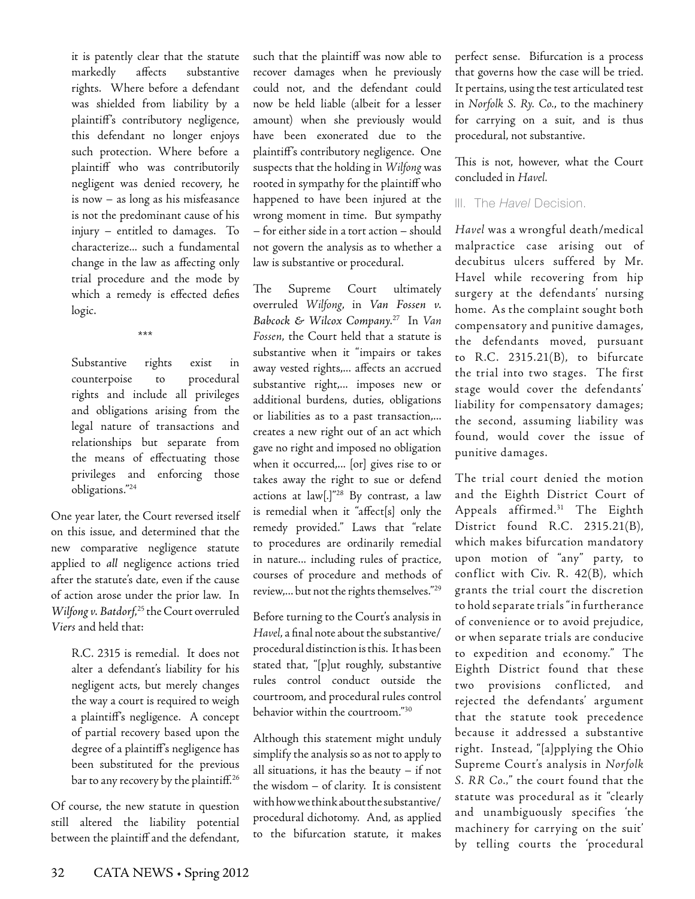> it is patently clear that the statute markedly affects substantive rights. Where before a defendant was shielded from liability by a plaintiff's contributory negligence, this defendant no longer enjoys such protection. Where before a plaintiff who was contributorily negligent was denied recovery, he is now – as long as his misfeasance is not the predominant cause of his injury – entitled to damages. To characterize... such a fundamental change in the law as affecting only trial procedure and the mode by which a remedy is effected defies logic.
>
> \*\*\*
>
> Substantive rights exist in counterpoise to procedural rights and include all privileges and obligations arising from the legal nature of transactions and relationships but separate from the means of effectuating those privileges and enforcing those obligations."[24]

One year later, the Court reversed itself on this issue, and determined that the new comparative negligence statute applied to *all* negligence actions tried after the statute's date, even if the cause of action arose under the prior law. In *Wilfong v. Batdorf*,[25] the Court overruled *Viers* and held that:

> R.C. 2315 is remedial. It does not alter a defendant's liability for his negligent acts, but merely changes the way a court is required to weigh a plaintiff's negligence. A concept of partial recovery based upon the degree of a plaintiff's negligence has been substituted for the previous bar to any recovery by the plaintiff.[26]

Of course, the new statute in question still altered the liability potential between the plaintiff and the defendant, such that the plaintiff was now able to recover damages when he previously could not, and the defendant could now be held liable (albeit for a lesser amount) when she previously would have been exonerated due to the plaintiff's contributory negligence. One suspects that the holding in *Wilfong* was rooted in sympathy for the plaintiff who happened to have been injured at the wrong moment in time. But sympathy – for either side in a tort action – should not govern the analysis as to whether a law is substantive or procedural.

The Supreme Court ultimately overruled *Wilfong*, in *Van Fossen v. Babcock & Wilcox Company*.[27] In *Van Fossen*, the Court held that a statute is substantive when it "impairs or takes away vested rights,... affects an accrued substantive right,... imposes new or additional burdens, duties, obligations or liabilities as to a past transaction,... creates a new right out of an act which gave no right and imposed no obligation when it occurred,... [or] gives rise to or takes away the right to sue or defend actions at law[.]"[28] By contrast, a law is remedial when it "affect[s] only the remedy provided." Laws that "relate to procedures are ordinarily remedial in nature... including rules of practice, courses of procedure and methods of review,... but not the rights themselves."[29]

Before turning to the Court's analysis in *Havel*, a final note about the substantive/procedural distinction is this. It has been stated that, "[p]ut roughly, substantive rules control conduct outside the courtroom, and procedural rules control behavior within the courtroom."[30]

Although this statement might unduly simplify the analysis so as not to apply to all situations, it has the beauty – if not the wisdom – of clarity. It is consistent with how we think about the substantive/procedural dichotomy. And, as applied to the bifurcation statute, it makes perfect sense. Bifurcation is a process that governs how the case will be tried. It pertains, using the test articulated test in *Norfolk S. Ry. Co.*, to the machinery for carrying on a suit, and is thus procedural, not substantive.

This is not, however, what the Court concluded in *Havel*.

## III. The *Havel* Decision.

*Havel* was a wrongful death/medical malpractice case arising out of decubitus ulcers suffered by Mr. Havel while recovering from hip surgery at the defendants' nursing home. As the complaint sought both compensatory and punitive damages, the defendants moved, pursuant to R.C. 2315.21(B), to bifurcate the trial into two stages. The first stage would cover the defendants' liability for compensatory damages; the second, assuming liability was found, would cover the issue of punitive damages.

The trial court denied the motion and the Eighth District Court of Appeals affirmed.[31] The Eighth District found R.C. 2315.21(B), which makes bifurcation mandatory upon motion of "any" party, to conflict with Civ. R. 42(B), which grants the trial court the discretion to hold separate trials "in furtherance of convenience or to avoid prejudice, or when separate trials are conducive to expedition and economy." The Eighth District found that these two provisions conflicted, and rejected the defendants' argument that the statute took precedence because it addressed a substantive right. Instead, "[a]pplying the Ohio Supreme Court's analysis in *Norfolk S. RR Co.*," the court found that the statute was procedural as it "clearly and unambiguously specifies 'the machinery for carrying on the suit' by telling courts the 'procedural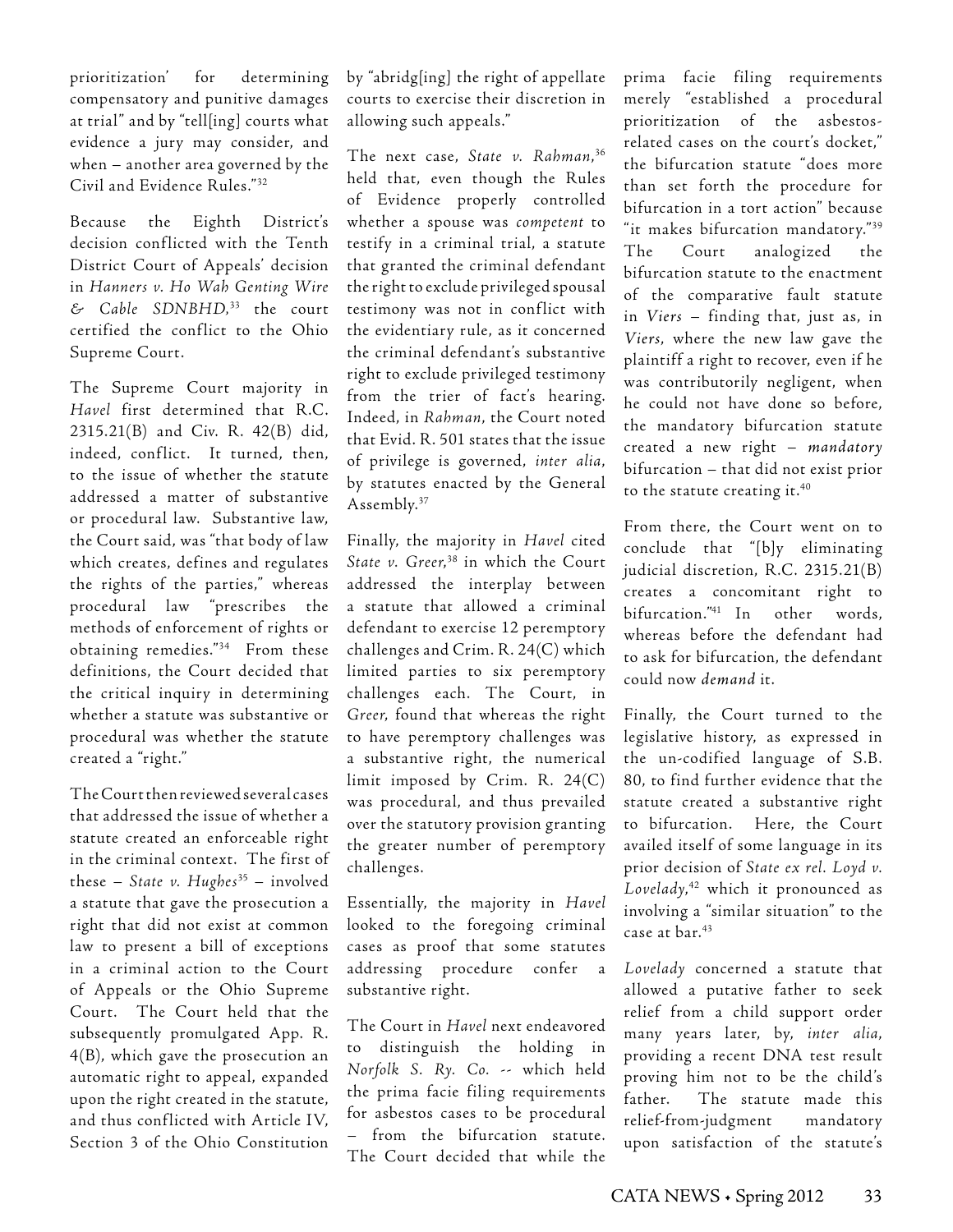prioritization' for determining compensatory and punitive damages at trial" and by "tell[ing] courts what evidence a jury may consider, and when – another area governed by the Civil and Evidence Rules."[32]

Because the Eighth District's decision conflicted with the Tenth District Court of Appeals' decision in *Hanners v. Ho Wah Genting Wire & Cable SDNBHD*,[33] the court certified the conflict to the Ohio Supreme Court.

The Supreme Court majority in *Havel* first determined that R.C. 2315.21(B) and Civ. R. 42(B) did, indeed, conflict. It turned, then, to the issue of whether the statute addressed a matter of substantive or procedural law. Substantive law, the Court said, was "that body of law which creates, defines and regulates the rights of the parties," whereas procedural law "prescribes the methods of enforcement of rights or obtaining remedies."[34] From these definitions, the Court decided that the critical inquiry in determining whether a statute was substantive or procedural was whether the statute created a "right."

The Court then reviewed several cases that addressed the issue of whether a statute created an enforceable right in the criminal context. The first of these – *State v. Hughes*[35] – involved a statute that gave the prosecution a right that did not exist at common law to present a bill of exceptions in a criminal action to the Court of Appeals or the Ohio Supreme Court. The Court held that the subsequently promulgated App. R. 4(B), which gave the prosecution an automatic right to appeal, expanded upon the right created in the statute, and thus conflicted with Article IV, Section 3 of the Ohio Constitution by "abridg[ing] the right of appellate courts to exercise their discretion in allowing such appeals."

The next case, *State v. Rahman*,[36] held that, even though the Rules of Evidence properly controlled whether a spouse was *competent* to testify in a criminal trial, a statute that granted the criminal defendant the right to exclude privileged spousal testimony was not in conflict with the evidentiary rule, as it concerned the criminal defendant's substantive right to exclude privileged testimony from the trier of fact's hearing. Indeed, in *Rahman*, the Court noted that Evid. R. 501 states that the issue of privilege is governed, *inter alia*, by statutes enacted by the General Assembly.[37]

Finally, the majority in *Havel* cited *State v. Greer*,[38] in which the Court addressed the interplay between a statute that allowed a criminal defendant to exercise 12 peremptory challenges and Crim. R. 24(C) which limited parties to six peremptory challenges each. The Court, in *Greer*, found that whereas the right to have peremptory challenges was a substantive right, the numerical limit imposed by Crim. R. 24(C) was procedural, and thus prevailed over the statutory provision granting the greater number of peremptory challenges.

Essentially, the majority in *Havel* looked to the foregoing criminal cases as proof that some statutes addressing procedure confer a substantive right.

The Court in *Havel* next endeavored to distinguish the holding in *Norfolk S. Ry. Co.* -- which held the prima facie filing requirements for asbestos cases to be procedural – from the bifurcation statute. The Court decided that while the prima facie filing requirements merely "established a procedural prioritization of the asbestos-related cases on the court's docket," the bifurcation statute "does more than set forth the procedure for bifurcation in a tort action" because "it makes bifurcation mandatory."[39] The Court analogized the bifurcation statute to the enactment of the comparative fault statute in *Viers* – finding that, just as, in *Viers*, where the new law gave the plaintiff a right to recover, even if he was contributorily negligent, when he could not have done so before, the mandatory bifurcation statute created a new right – *mandatory* bifurcation – that did not exist prior to the statute creating it.[40]

From there, the Court went on to conclude that "[b]y eliminating judicial discretion, R.C. 2315.21(B) creates a concomitant right to bifurcation."[41] In other words, whereas before the defendant had to ask for bifurcation, the defendant could now *demand* it.

Finally, the Court turned to the legislative history, as expressed in the un-codified language of S.B. 80, to find further evidence that the statute created a substantive right to bifurcation. Here, the Court availed itself of some language in its prior decision of *State ex rel. Loyd v. Lovelady*,[42] which it pronounced as involving a "similar situation" to the case at bar.[43]

*Lovelady* concerned a statute that allowed a putative father to seek relief from a child support order many years later, by, *inter alia*, providing a recent DNA test result proving him not to be the child's father. The statute made this relief-from-judgment mandatory upon satisfaction of the statute's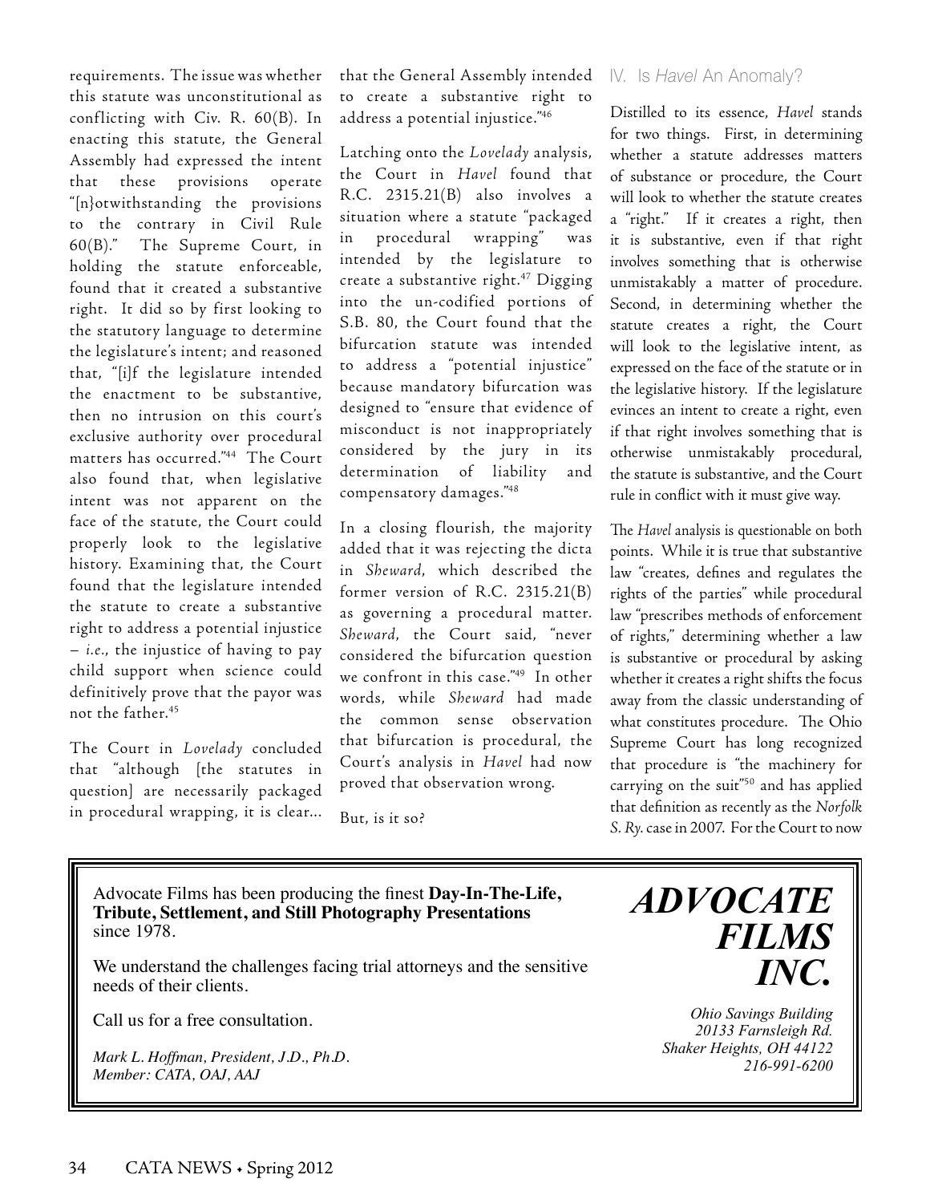requirements. The issue was whether this statute was unconstitutional as conflicting with Civ. R. 60(B). In enacting this statute, the General Assembly had expressed the intent that these provisions operate "[n}otwithstanding the provisions to the contrary in Civil Rule 60(B)." The Supreme Court, in holding the statute enforceable, found that it created a substantive right. It did so by first looking to the statutory language to determine the legislature's intent; and reasoned that, "[i]f the legislature intended the enactment to be substantive, then no intrusion on this court's exclusive authority over procedural matters has occurred."[44] The Court also found that, when legislative intent was not apparent on the face of the statute, the Court could properly look to the legislative history. Examining that, the Court found that the legislature intended the statute to create a substantive right to address a potential injustice – *i.e.*, the injustice of having to pay child support when science could definitively prove that the payor was not the father.[45]

The Court in *Lovelady* concluded that "although [the statutes in question] are necessarily packaged in procedural wrapping, it is clear... that the General Assembly intended to create a substantive right to address a potential injustice."[46]

Latching onto the *Lovelady* analysis, the Court in *Havel* found that R.C. 2315.21(B) also involves a situation where a statute "packaged in procedural wrapping" was intended by the legislature to create a substantive right.[47] Digging into the un-codified portions of S.B. 80, the Court found that the bifurcation statute was intended to address a "potential injustice" because mandatory bifurcation was designed to "ensure that evidence of misconduct is not inappropriately considered by the jury in its determination of liability and compensatory damages."[48]

In a closing flourish, the majority added that it was rejecting the dicta in *Sheward*, which described the former version of R.C. 2315.21(B) as governing a procedural matter. *Sheward*, the Court said, "never considered the bifurcation question we confront in this case."[49] In other words, while *Sheward* had made the common sense observation that bifurcation is procedural, the Court's analysis in *Havel* had now proved that observation wrong.

But, is it so?

## IV. Is *Havel* An Anomaly?

Distilled to its essence, *Havel* stands for two things. First, in determining whether a statute addresses matters of substance or procedure, the Court will look to whether the statute creates a "right." If it creates a right, then it is substantive, even if that right involves something that is otherwise unmistakably a matter of procedure. Second, in determining whether the statute creates a right, the Court will look to the legislative intent, as expressed on the face of the statute or in the legislative history. If the legislature evinces an intent to create a right, even if that right involves something that is otherwise unmistakably procedural, the statute is substantive, and the Court rule in conflict with it must give way.

The *Havel* analysis is questionable on both points. While it is true that substantive law "creates, defines and regulates the rights of the parties" while procedural law "prescribes methods of enforcement of rights," determining whether a law is substantive or procedural by asking whether it creates a right shifts the focus away from the classic understanding of what constitutes procedure. The Ohio Supreme Court has long recognized that procedure is "the machinery for carrying on the suit"[50] and has applied that definition as recently as the *Norfolk S. Ry.* case in 2007. For the Court to now

---

Advocate Films has been producing the finest **Day-In-The-Life, Tribute, Settlement, and Still Photography Presentations** since 1978.

We understand the challenges facing trial attorneys and the sensitive needs of their clients.

Call us for a free consultation.

*Mark L. Hoffman, President, J.D., Ph.D.*
*Member: CATA, OAJ, AAJ*

***ADVOCATE FILMS INC.***

*Ohio Savings Building*
*20133 Farnsleigh Rd.*
*Shaker Heights, OH 44122*
*216-991-6200*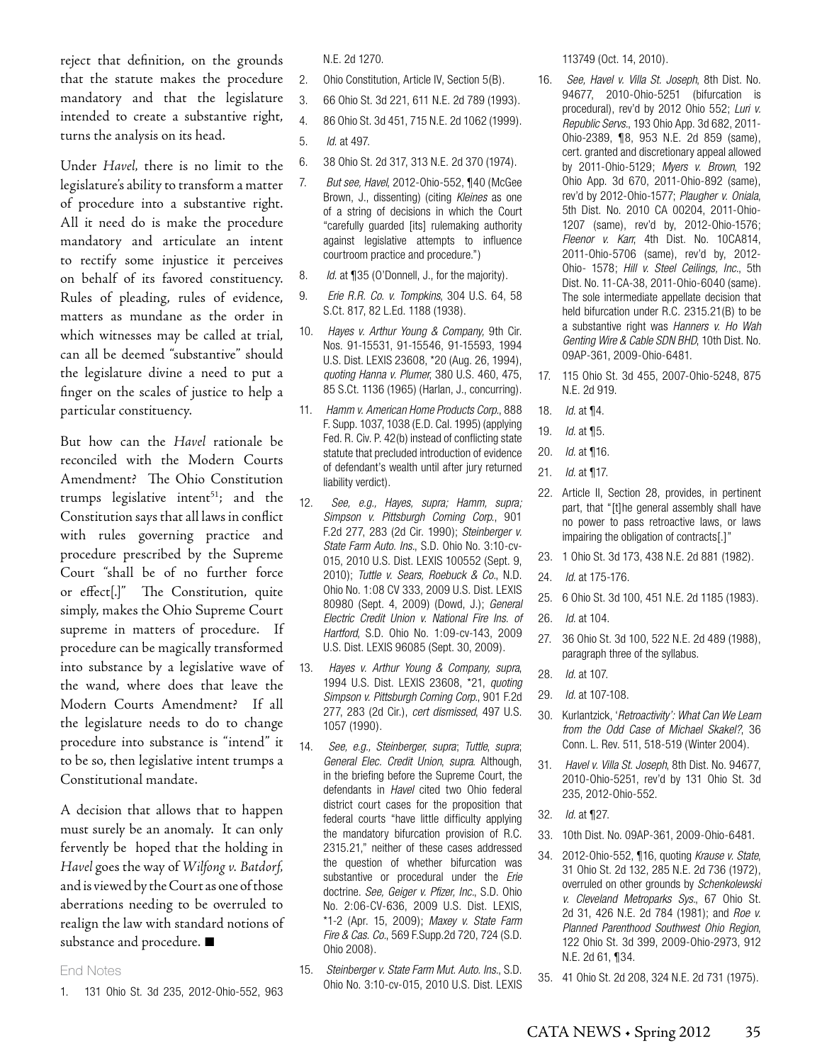reject that definition, on the grounds that the statute makes the procedure mandatory and that the legislature intended to create a substantive right, turns the analysis on its head.

Under *Havel*, there is no limit to the legislature's ability to transform a matter of procedure into a substantive right. All it need do is make the procedure mandatory and articulate an intent to rectify some injustice it perceives on behalf of its favored constituency. Rules of pleading, rules of evidence, matters as mundane as the order in which witnesses may be called at trial, can all be deemed "substantive" should the legislature divine a need to put a finger on the scales of justice to help a particular constituency.

But how can the *Havel* rationale be reconciled with the Modern Courts Amendment? The Ohio Constitution trumps legislative intent[51]; and the Constitution says that all laws in conflict with rules governing practice and procedure prescribed by the Supreme Court "shall be of no further force or effect[.]" The Constitution, quite simply, makes the Ohio Supreme Court supreme in matters of procedure. If procedure can be magically transformed into substance by a legislative wave of the wand, where does that leave the Modern Courts Amendment? If all the legislature needs to do to change procedure into substance is "intend" it to be so, then legislative intent trumps a Constitutional mandate.

A decision that allows that to happen must surely be an anomaly. It can only fervently be hoped that the holding in *Havel* goes the way of *Wilfong v. Batdorf*, and is viewed by the Court as one of those aberrations needing to be overruled to realign the law with standard notions of substance and procedure. ■

## End Notes

1. 131 Ohio St. 3d 235, 2012-Ohio-552, 963 N.E. 2d 1270.
2. Ohio Constitution, Article IV, Section 5(B).
3. 66 Ohio St. 3d 221, 611 N.E. 2d 789 (1993).
4. 86 Ohio St. 3d 451, 715 N.E. 2d 1062 (1999).
5. *Id.* at 497.
6. 38 Ohio St. 2d 317, 313 N.E. 2d 370 (1974).
7. *But see, Havel*, 2012-Ohio-552, ¶40 (McGee Brown, J., dissenting) (citing *Kleines* as one of a string of decisions in which the Court "carefully guarded [its] rulemaking authority against legislative attempts to influence courtroom practice and procedure.")
8. *Id.* at ¶35 (O'Donnell, J., for the majority).
9. *Erie R.R. Co. v. Tompkins*, 304 U.S. 64, 58 S.Ct. 817, 82 L.Ed. 1188 (1938).
10. *Hayes v. Arthur Young & Company,* 9th Cir. Nos. 91-15531, 91-15546, 91-15593, 1994 U.S. Dist. LEXIS 23608, *20 (Aug. 26, 1994), *quoting Hanna v. Plumer*, 380 U.S. 460, 475, 85 S.Ct. 1136 (1965) (Harlan, J., concurring).
11. *Hamm v. American Home Products Corp.*, 888 F. Supp. 1037, 1038 (E.D. Cal. 1995) (applying Fed. R. Civ. P. 42(b) instead of conflicting state statute that precluded introduction of evidence of defendant's wealth until after jury returned liability verdict).
12. *See, e.g., Hayes, supra; Hamm, supra; Simpson v. Pittsburgh Corning Corp.*, 901 F.2d 277, 283 (2d Cir. 1990); *Steinberger v. State Farm Auto. Ins.*, S.D. Ohio No. 3:10-cv-015, 2010 U.S. Dist. LEXIS 100552 (Sept. 9, 2010); *Tuttle v. Sears, Roebuck & Co.*, N.D. Ohio No. 1:08 CV 333, 2009 U.S. Dist. LEXIS 80980 (Sept. 4, 2009) (Dowd, J.); *General Electric Credit Union v. National Fire Ins. of Hartford*, S.D. Ohio No. 1:09-cv-143, 2009 U.S. Dist. LEXIS 96085 (Sept. 30, 2009).
13. *Hayes v. Arthur Young & Company, supra*, 1994 U.S. Dist. LEXIS 23608, *21, *quoting Simpson v. Pittsburgh Corning Corp.*, 901 F.2d 277, 283 (2d Cir.), *cert dismissed*, 497 U.S. 1057 (1990).
14. *See, e.g., Steinberger*, *supra*; *Tuttle*, *supra*; *General Elec. Credit Union*, *supra*. Although, in the briefing before the Supreme Court, the defendants in *Havel* cited two Ohio federal district court cases for the proposition that federal courts "have little difficulty applying the mandatory bifurcation provision of R.C. 2315.21," neither of these cases addressed the question of whether bifurcation was substantive or procedural under the *Erie* doctrine. *See, Geiger v. Pfizer, Inc.*, S.D. Ohio No. 2:06-CV-636, 2009 U.S. Dist. LEXIS, *1-2 (Apr. 15, 2009); *Maxey v. State Farm Fire & Cas. Co.*, 569 F.Supp.2d 720, 724 (S.D. Ohio 2008).
15. *Steinberger v. State Farm Mut. Auto. Ins.*, S.D. Ohio No. 3:10-cv-015, 2010 U.S. Dist. LEXIS 113749 (Oct. 14, 2010).
16. *See, Havel v. Villa St. Joseph*, 8th Dist. No. 94677, 2010-Ohio-5251 (bifurcation is procedural), rev'd by 2012 Ohio 552; *Luri v. Republic Servs.*, 193 Ohio App. 3d 682, 2011-Ohio-2389, ¶8, 953 N.E. 2d 859 (same), cert. granted and discretionary appeal allowed by 2011-Ohio-5129; *Myers v. Brown*, 192 Ohio App. 3d 670, 2011-Ohio-892 (same), rev'd by 2012-Ohio-1577; *Plaugher v. Oniala*, 5th Dist. No. 2010 CA 00204, 2011-Ohio-1207 (same), rev'd by, 2012-Ohio-1576; *Fleenor v. Karr*, 4th Dist. No. 10CA814, 2011-Ohio-5706 (same), rev'd by, 2012-Ohio- 1578; *Hill v. Steel Ceilings, Inc.*, 5th Dist. No. 11-CA-38, 2011-Ohio-6040 (same). The sole intermediate appellate decision that held bifurcation under R.C. 2315.21(B) to be a substantive right was *Hanners v. Ho Wah Genting Wire & Cable SDN BHD*, 10th Dist. No. 09AP-361, 2009-Ohio-6481.
17. 115 Ohio St. 3d 455, 2007-Ohio-5248, 875 N.E. 2d 919.
18. *Id.* at ¶4.
19. *Id.* at ¶5.
20. *Id.* at ¶16.
21. *Id.* at ¶17.
22. Article II, Section 28, provides, in pertinent part, that "[t]he general assembly shall have no power to pass retroactive laws, or laws impairing the obligation of contracts[.]"
23. 1 Ohio St. 3d 173, 438 N.E. 2d 881 (1982).
24. *Id.* at 175-176.
25. 6 Ohio St. 3d 100, 451 N.E. 2d 1185 (1983).
26. *Id.* at 104.
27. 36 Ohio St. 3d 100, 522 N.E. 2d 489 (1988), paragraph three of the syllabus.
28. *Id.* at 107.
29. *Id.* at 107-108.
30. Kurlantzick, '*Retroactivity': What Can We Learn from the Odd Case of Michael Skakel?*, 36 Conn. L. Rev. 511, 518-519 (Winter 2004).
31. *Havel v. Villa St. Joseph*, 8th Dist. No. 94677, 2010-Ohio-5251, rev'd by 131 Ohio St. 3d 235, 2012-Ohio-552.
32. *Id.* at ¶27.
33. 10th Dist. No. 09AP-361, 2009-Ohio-6481.
34. 2012-Ohio-552, ¶16, quoting *Krause v. State*, 31 Ohio St. 2d 132, 285 N.E. 2d 736 (1972), overruled on other grounds by *Schenkolewski v. Cleveland Metroparks Sys.*, 67 Ohio St. 2d 31, 426 N.E. 2d 784 (1981); and *Roe v. Planned Parenthood Southwest Ohio Region*, 122 Ohio St. 3d 399, 2009-Ohio-2973, 912 N.E. 2d 61, ¶34.
35. 41 Ohio St. 2d 208, 324 N.E. 2d 731 (1975).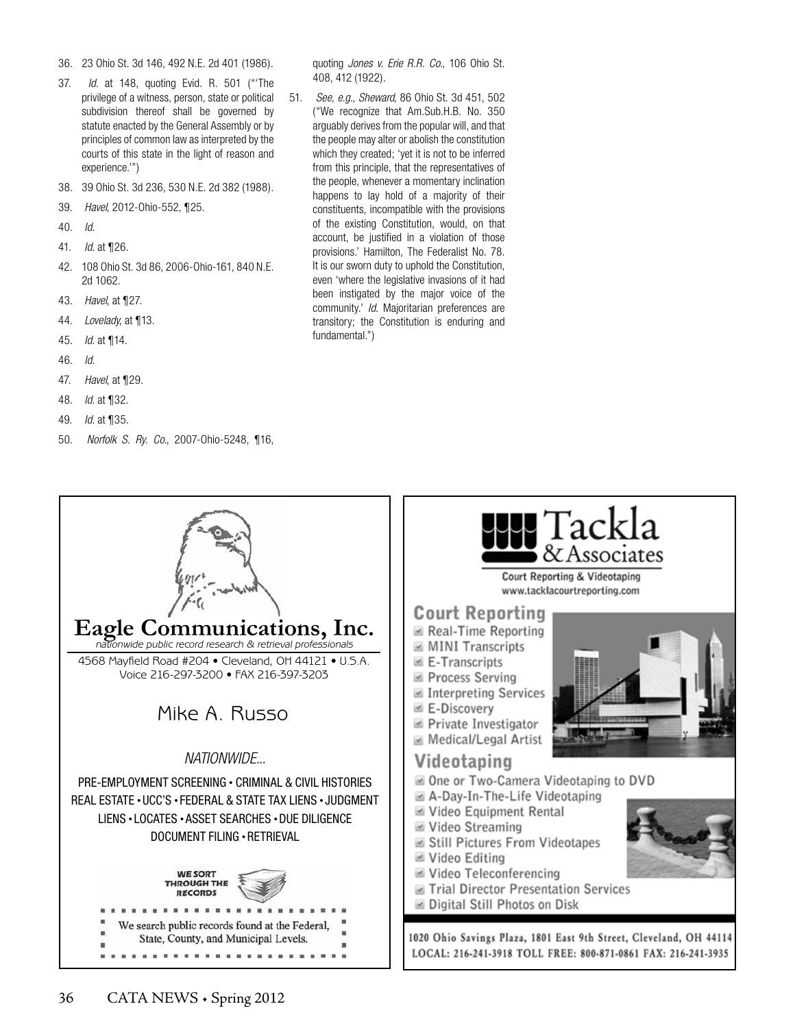36. 23 Ohio St. 3d 146, 492 N.E. 2d 401 (1986).
37. *Id.* at 148, quoting Evid. R. 501 ("'The privilege of a witness, person, state or political subdivision thereof shall be governed by statute enacted by the General Assembly or by principles of common law as interpreted by the courts of this state in the light of reason and experience.'")
38. 39 Ohio St. 3d 236, 530 N.E. 2d 382 (1988).
39. *Havel*, 2012-Ohio-552, ¶25.
40. *Id.*
41. *Id.* at ¶26.
42. 108 Ohio St. 3d 86, 2006-Ohio-161, 840 N.E. 2d 1062.
43. *Havel*, at ¶27.
44. *Lovelady*, at ¶13.
45. *Id.* at ¶14.
46. *Id.*
47. *Havel*, at ¶29.
48. *Id.* at ¶32.
49. *Id.* at ¶35.
50. *Norfolk S. Ry. Co.*, 2007-Ohio-5248, ¶16, quoting *Jones v. Erie R.R. Co.*, 106 Ohio St. 408, 412 (1922).
51. *See, e.g., Sheward*, 86 Ohio St. 3d 451, 502 ("We recognize that Am.Sub.H.B. No. 350 arguably derives from the popular will, and that the people may alter or abolish the constitution which they created; 'yet it is not to be inferred from this principle, that the representatives of the people, whenever a momentary inclination happens to lay hold of a majority of their constituents, incompatible with the provisions of the existing Constitution, would, on that account, be justified in a violation of those provisions.' Hamilton, The Federalist No. 78. It is our sworn duty to uphold the Constitution, even 'where the legislative invasions of it had been instigated by the major voice of the community.' *Id.* Majoritarian preferences are transitory; the Constitution is enduring and fundamental.")

**Eagle Communications, Inc.**
*nationwide public record research & retrieval professionals*

4568 Mayfield Road #204 • Cleveland, OH 44121 • U.S.A.
Voice 216-297-3200 • FAX 216-397-3203

Mike A. Russo

*NATIONWIDE...*

PRE-EMPLOYMENT SCREENING • CRIMINAL & CIVIL HISTORIES REAL ESTATE • UCC'S • FEDERAL & STATE TAX LIENS • JUDGMENT LIENS • LOCATES • ASSET SEARCHES • DUE DILIGENCE DOCUMENT FILING • RETRIEVAL

WE SORT THROUGH THE RECORDS

We search public records found at the Federal, State, County, and Municipal Levels.

**Tackla & Associates**

Court Reporting & Videotaping
www.tacklacourtreporting.com

**Court Reporting**
- Real-Time Reporting
- MINI Transcripts
- E-Transcripts
- Process Serving
- Interpreting Services
- E-Discovery
- Private Investigator
- Medical/Legal Artist

**Videotaping**
- One or Two-Camera Videotaping to DVD
- A-Day-In-The-Life Videotaping
- Video Equipment Rental
- Video Streaming
- Still Pictures From Videotapes
- Video Editing
- Video Teleconferencing
- Trial Director Presentation Services
- Digital Still Photos on Disk

1020 Ohio Savings Plaza, 1801 East 9th Street, Cleveland, OH 44114
LOCAL: 216-241-3918 TOLL FREE: 800-871-0861 FAX: 216-241-3935